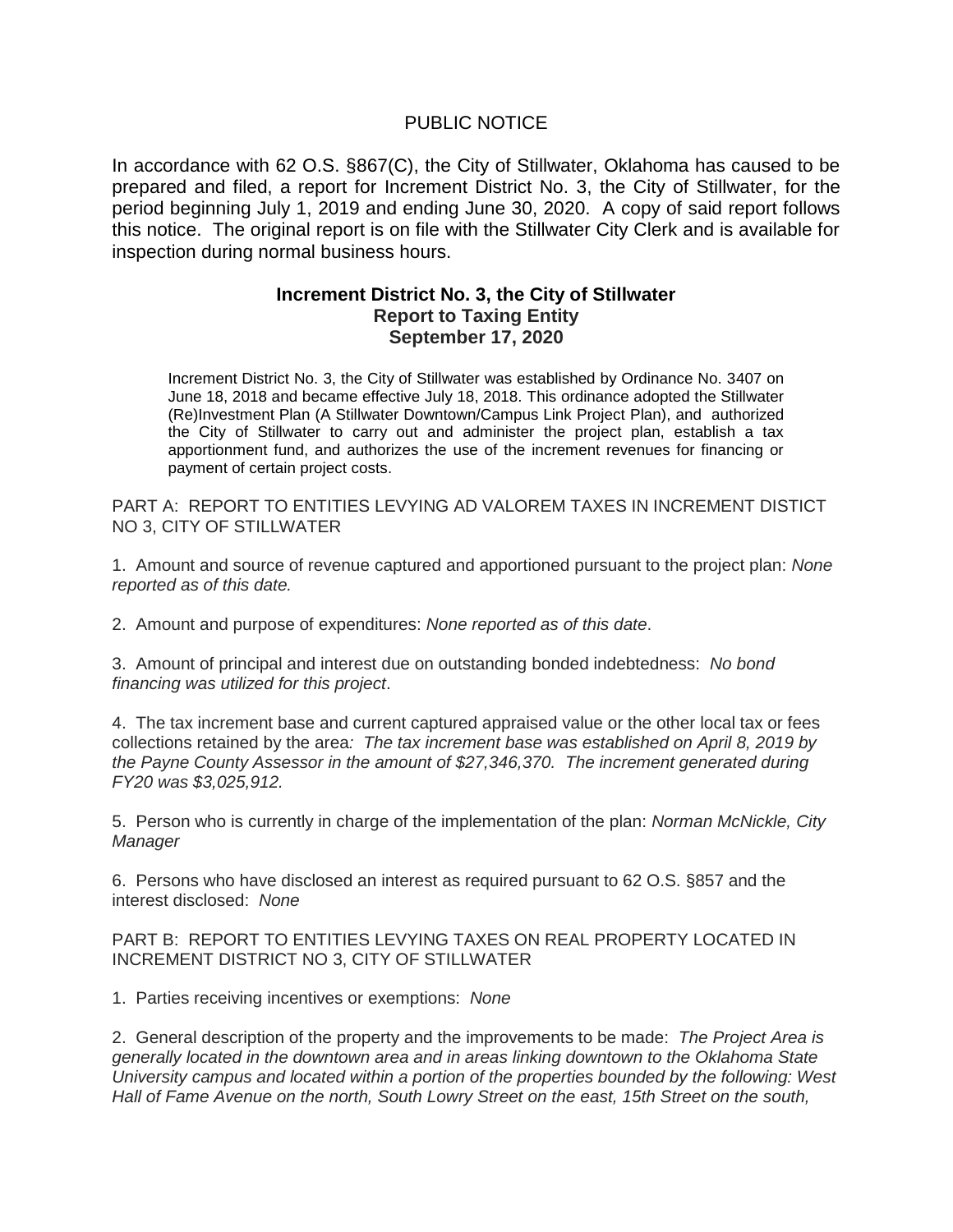# PUBLIC NOTICE

In accordance with 62 O.S. §867(C), the City of Stillwater, Oklahoma has caused to be prepared and filed, a report for Increment District No. 3, the City of Stillwater, for the period beginning July 1, 2019 and ending June 30, 2020. A copy of said report follows this notice. The original report is on file with the Stillwater City Clerk and is available for inspection during normal business hours.

## Increment District No. 3, the City of Stillwater
## Report to Taxing Entity
## September 17, 2020

Increment District No. 3, the City of Stillwater was established by Ordinance No. 3407 on June 18, 2018 and became effective July 18, 2018. This ordinance adopted the Stillwater (Re)Investment Plan (A Stillwater Downtown/Campus Link Project Plan), and authorized the City of Stillwater to carry out and administer the project plan, establish a tax apportionment fund, and authorizes the use of the increment revenues for financing or payment of certain project costs.

PART A: REPORT TO ENTITIES LEVYING AD VALOREM TAXES IN INCREMENT DISTICT NO 3, CITY OF STILLWATER

1. Amount and source of revenue captured and apportioned pursuant to the project plan: *None reported as of this date.*

2. Amount and purpose of expenditures: *None reported as of this date*.

3. Amount of principal and interest due on outstanding bonded indebtedness: *No bond financing was utilized for this project*.

4. The tax increment base and current captured appraised value or the other local tax or fees collections retained by the area*: The tax increment base was established on April 8, 2019 by the Payne County Assessor in the amount of $27,346,370. The increment generated during FY20 was $3,025,912.*

5. Person who is currently in charge of the implementation of the plan: *Norman McNickle, City Manager*

6. Persons who have disclosed an interest as required pursuant to 62 O.S. §857 and the interest disclosed: *None*

PART B: REPORT TO ENTITIES LEVYING TAXES ON REAL PROPERTY LOCATED IN INCREMENT DISTRICT NO 3, CITY OF STILLWATER

1. Parties receiving incentives or exemptions: *None*

2. General description of the property and the improvements to be made: *The Project Area is generally located in the downtown area and in areas linking downtown to the Oklahoma State University campus and located within a portion of the properties bounded by the following: West Hall of Fame Avenue on the north, South Lowry Street on the east, 15th Street on the south,*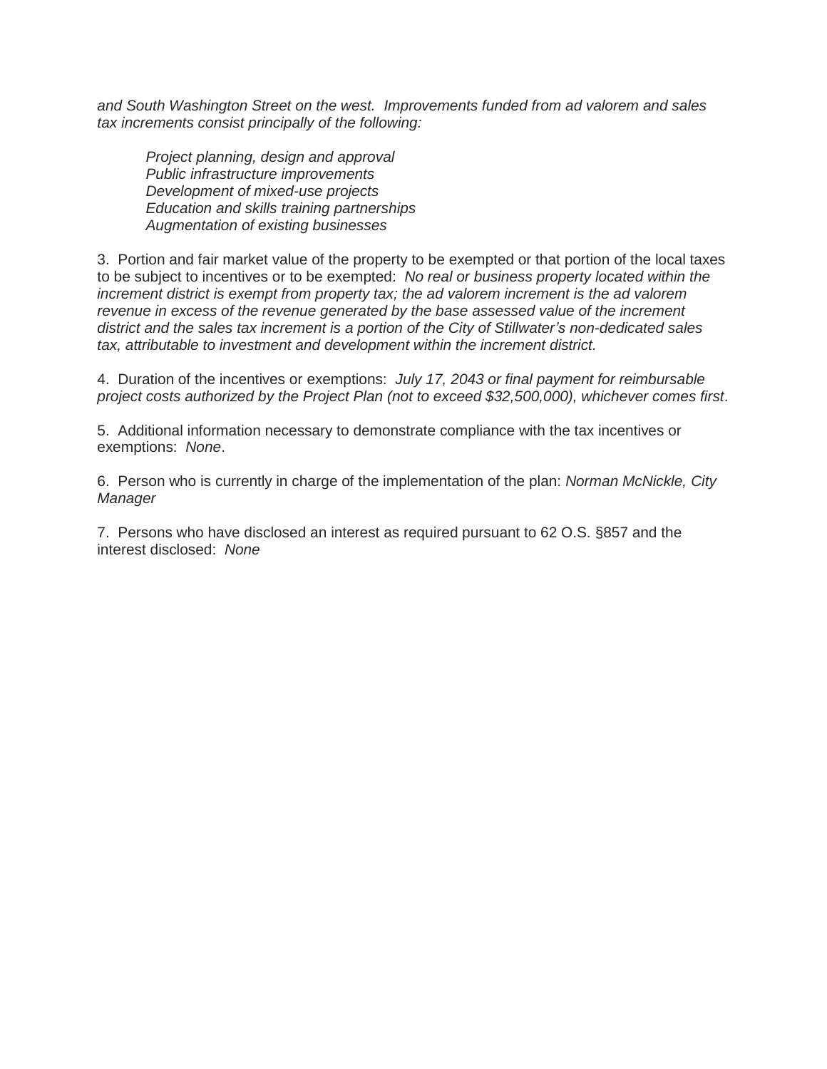*and South Washington Street on the west. Improvements funded from ad valorem and sales tax increments consist principally of the following:*

> *Project planning, design and approval*
> *Public infrastructure improvements*
> *Development of mixed-use projects*
> *Education and skills training partnerships*
> *Augmentation of existing businesses*

3. Portion and fair market value of the property to be exempted or that portion of the local taxes to be subject to incentives or to be exempted: *No real or business property located within the increment district is exempt from property tax; the ad valorem increment is the ad valorem revenue in excess of the revenue generated by the base assessed value of the increment district and the sales tax increment is a portion of the City of Stillwater's non-dedicated sales tax, attributable to investment and development within the increment district.*

4. Duration of the incentives or exemptions: *July 17, 2043 or final payment for reimbursable project costs authorized by the Project Plan (not to exceed $32,500,000), whichever comes first*.

5. Additional information necessary to demonstrate compliance with the tax incentives or exemptions: *None*.

6. Person who is currently in charge of the implementation of the plan: *Norman McNickle, City Manager*

7. Persons who have disclosed an interest as required pursuant to 62 O.S. §857 and the interest disclosed: *None*